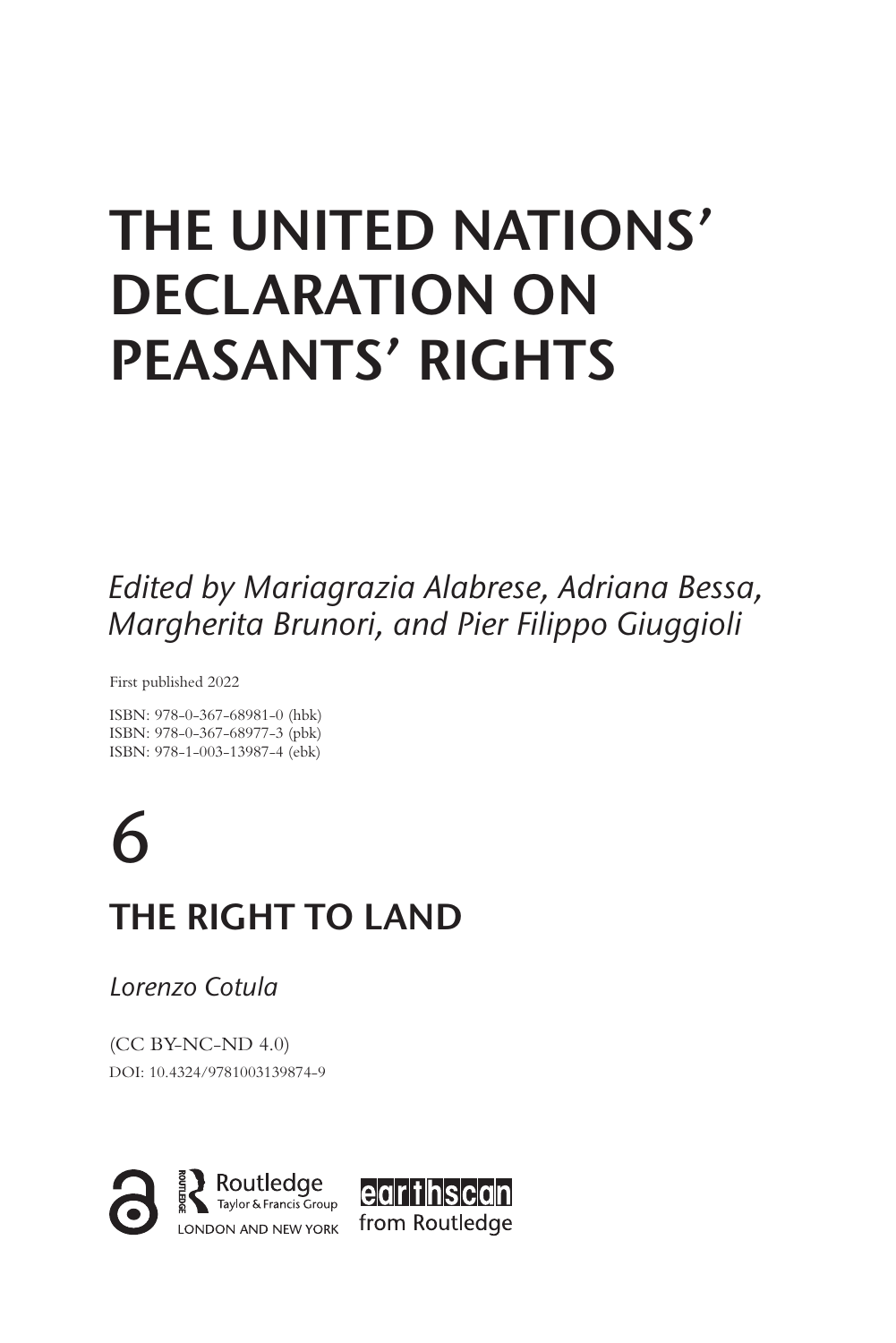# THE UNITED NATIONS' DECLARATION ON PEASANTS' RIGHTS

*Edited by Mariagrazia Alabrese, Adriana Bessa, Margherita Brunori, and Pier Filippo Giuggioli*

First published 2022

ISBN: 978-0-367-68981-0 (hbk)
ISBN: 978-0-367-68977-3 (pbk)
ISBN: 978-1-003-13987-4 (ebk)

# 6

## THE RIGHT TO LAND

*Lorenzo Cotula*

(CC BY-NC-ND 4.0)
DOI: 10.4324/9781003139874-9

Routledge
Taylor & Francis Group
LONDON AND NEW YORK

earthscan
from Routledge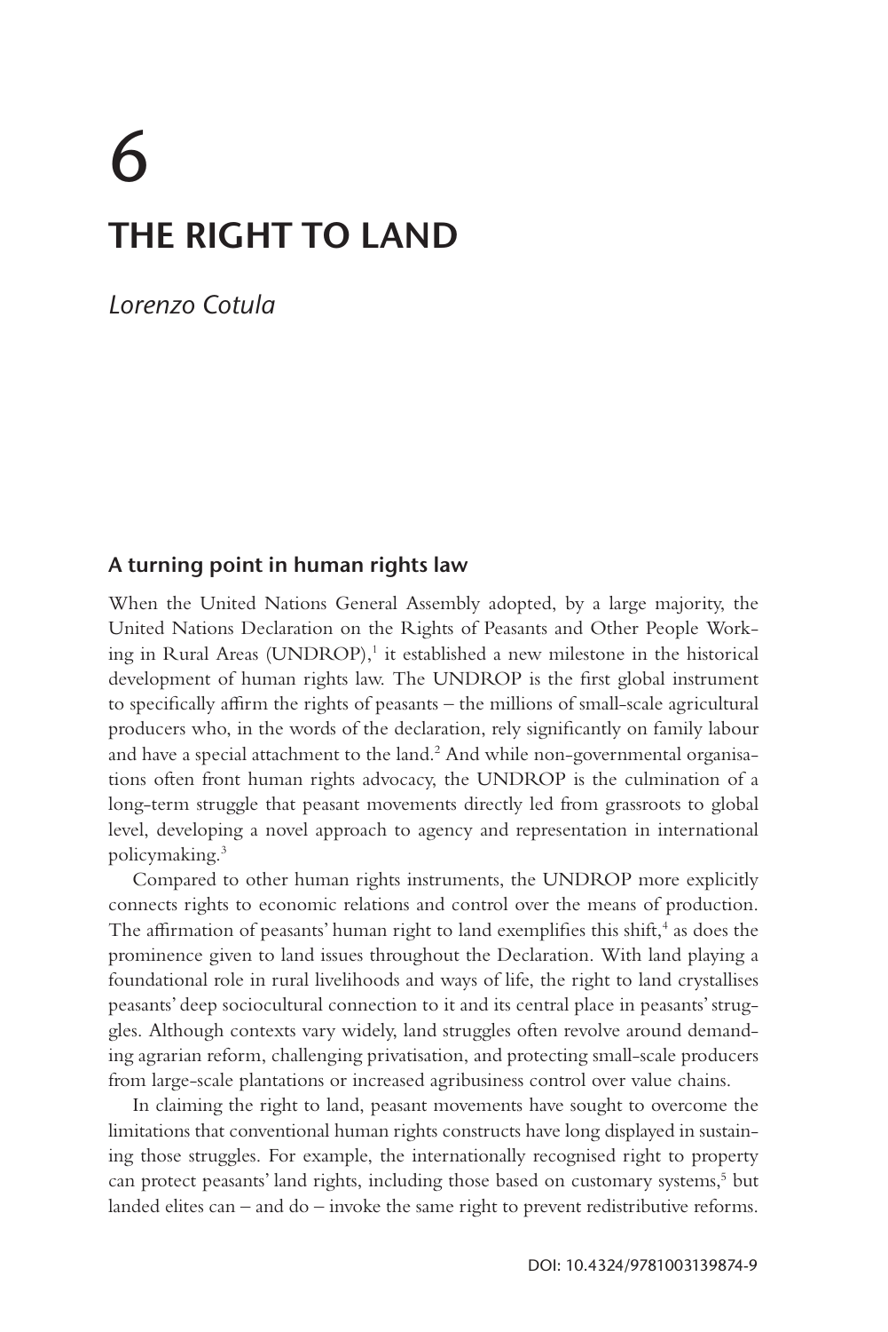# 6

# THE RIGHT TO LAND

*Lorenzo Cotula*

## A turning point in human rights law

When the United Nations General Assembly adopted, by a large majority, the United Nations Declaration on the Rights of Peasants and Other People Working in Rural Areas (UNDROP),[1] it established a new milestone in the historical development of human rights law. The UNDROP is the first global instrument to specifically affirm the rights of peasants – the millions of small-scale agricultural producers who, in the words of the declaration, rely significantly on family labour and have a special attachment to the land.[2] And while non-governmental organisations often front human rights advocacy, the UNDROP is the culmination of a long-term struggle that peasant movements directly led from grassroots to global level, developing a novel approach to agency and representation in international policymaking.[3]

Compared to other human rights instruments, the UNDROP more explicitly connects rights to economic relations and control over the means of production. The affirmation of peasants' human right to land exemplifies this shift,[4] as does the prominence given to land issues throughout the Declaration. With land playing a foundational role in rural livelihoods and ways of life, the right to land crystallises peasants' deep sociocultural connection to it and its central place in peasants' struggles. Although contexts vary widely, land struggles often revolve around demanding agrarian reform, challenging privatisation, and protecting small-scale producers from large-scale plantations or increased agribusiness control over value chains.

In claiming the right to land, peasant movements have sought to overcome the limitations that conventional human rights constructs have long displayed in sustaining those struggles. For example, the internationally recognised right to property can protect peasants' land rights, including those based on customary systems,[5] but landed elites can – and do – invoke the same right to prevent redistributive reforms.

DOI: 10.4324/9781003139874-9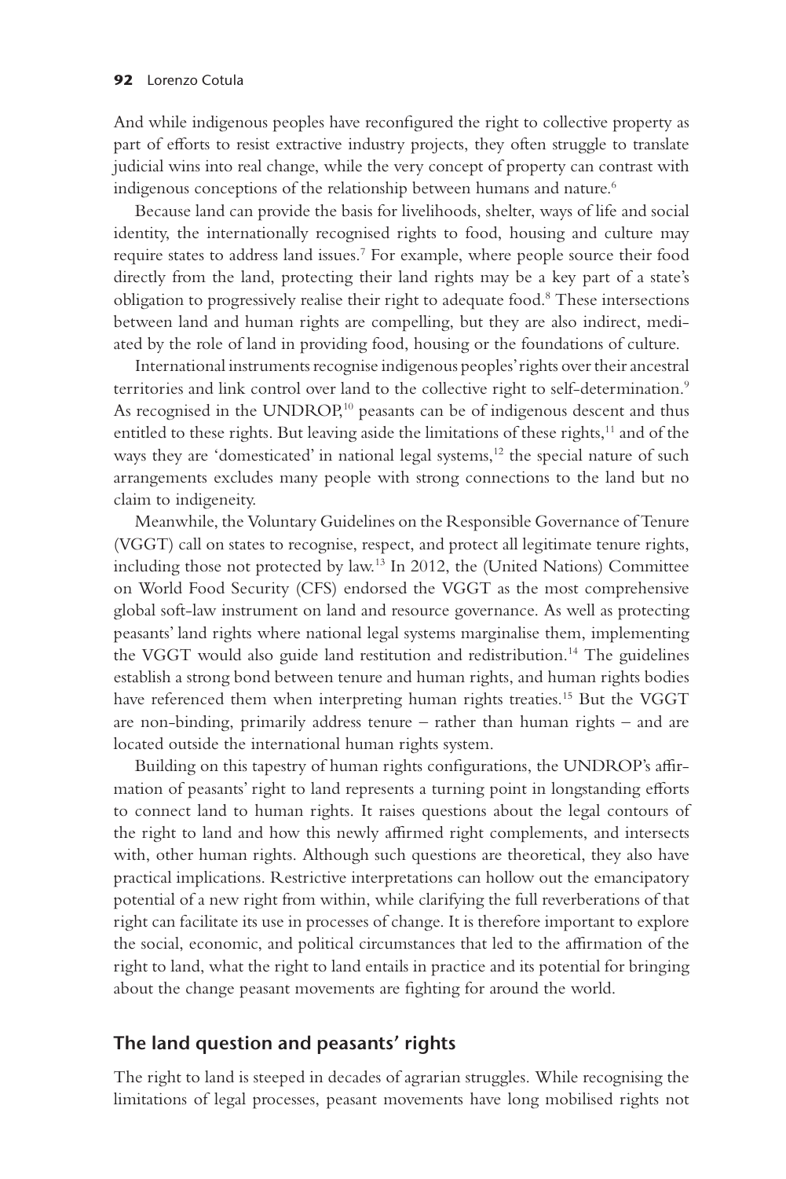And while indigenous peoples have reconfigured the right to collective property as part of efforts to resist extractive industry projects, they often struggle to translate judicial wins into real change, while the very concept of property can contrast with indigenous conceptions of the relationship between humans and nature.[6]

Because land can provide the basis for livelihoods, shelter, ways of life and social identity, the internationally recognised rights to food, housing and culture may require states to address land issues.[7] For example, where people source their food directly from the land, protecting their land rights may be a key part of a state's obligation to progressively realise their right to adequate food.[8] These intersections between land and human rights are compelling, but they are also indirect, mediated by the role of land in providing food, housing or the foundations of culture.

International instruments recognise indigenous peoples' rights over their ancestral territories and link control over land to the collective right to self-determination.[9] As recognised in the UNDROP,[10] peasants can be of indigenous descent and thus entitled to these rights. But leaving aside the limitations of these rights,[11] and of the ways they are 'domesticated' in national legal systems,[12] the special nature of such arrangements excludes many people with strong connections to the land but no claim to indigeneity.

Meanwhile, the Voluntary Guidelines on the Responsible Governance of Tenure (VGGT) call on states to recognise, respect, and protect all legitimate tenure rights, including those not protected by law.[13] In 2012, the (United Nations) Committee on World Food Security (CFS) endorsed the VGGT as the most comprehensive global soft-law instrument on land and resource governance. As well as protecting peasants' land rights where national legal systems marginalise them, implementing the VGGT would also guide land restitution and redistribution.[14] The guidelines establish a strong bond between tenure and human rights, and human rights bodies have referenced them when interpreting human rights treaties.[15] But the VGGT are non-binding, primarily address tenure – rather than human rights – and are located outside the international human rights system.

Building on this tapestry of human rights configurations, the UNDROP's affirmation of peasants' right to land represents a turning point in longstanding efforts to connect land to human rights. It raises questions about the legal contours of the right to land and how this newly affirmed right complements, and intersects with, other human rights. Although such questions are theoretical, they also have practical implications. Restrictive interpretations can hollow out the emancipatory potential of a new right from within, while clarifying the full reverberations of that right can facilitate its use in processes of change. It is therefore important to explore the social, economic, and political circumstances that led to the affirmation of the right to land, what the right to land entails in practice and its potential for bringing about the change peasant movements are fighting for around the world.

## The land question and peasants' rights

The right to land is steeped in decades of agrarian struggles. While recognising the limitations of legal processes, peasant movements have long mobilised rights not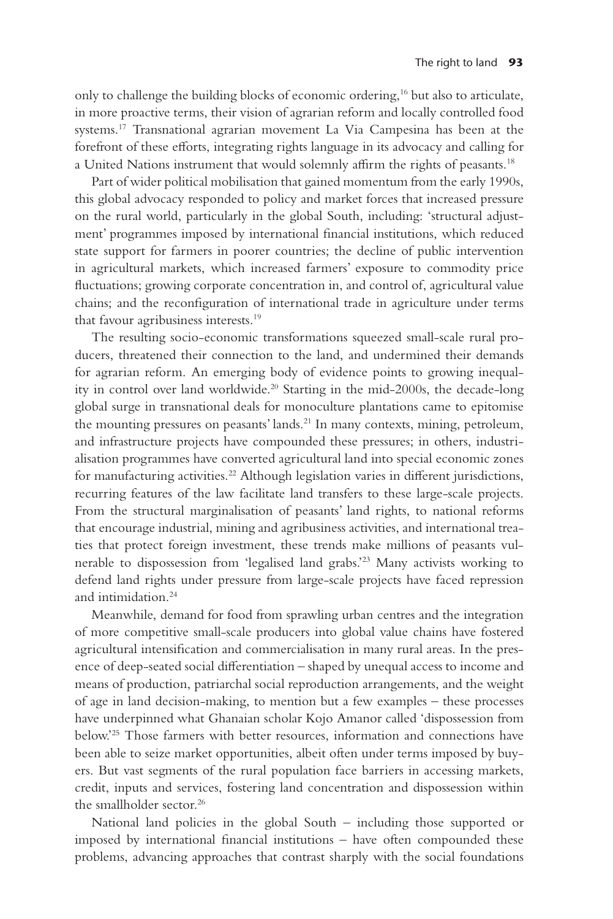only to challenge the building blocks of economic ordering,[16] but also to articulate, in more proactive terms, their vision of agrarian reform and locally controlled food systems.[17] Transnational agrarian movement La Via Campesina has been at the forefront of these efforts, integrating rights language in its advocacy and calling for a United Nations instrument that would solemnly affirm the rights of peasants.[18]

Part of wider political mobilisation that gained momentum from the early 1990s, this global advocacy responded to policy and market forces that increased pressure on the rural world, particularly in the global South, including: 'structural adjustment' programmes imposed by international financial institutions, which reduced state support for farmers in poorer countries; the decline of public intervention in agricultural markets, which increased farmers' exposure to commodity price fluctuations; growing corporate concentration in, and control of, agricultural value chains; and the reconfiguration of international trade in agriculture under terms that favour agribusiness interests.[19]

The resulting socio-economic transformations squeezed small-scale rural producers, threatened their connection to the land, and undermined their demands for agrarian reform. An emerging body of evidence points to growing inequality in control over land worldwide.[20] Starting in the mid-2000s, the decade-long global surge in transnational deals for monoculture plantations came to epitomise the mounting pressures on peasants' lands.[21] In many contexts, mining, petroleum, and infrastructure projects have compounded these pressures; in others, industrialisation programmes have converted agricultural land into special economic zones for manufacturing activities.[22] Although legislation varies in different jurisdictions, recurring features of the law facilitate land transfers to these large-scale projects. From the structural marginalisation of peasants' land rights, to national reforms that encourage industrial, mining and agribusiness activities, and international treaties that protect foreign investment, these trends make millions of peasants vulnerable to dispossession from 'legalised land grabs.'[23] Many activists working to defend land rights under pressure from large-scale projects have faced repression and intimidation.[24]

Meanwhile, demand for food from sprawling urban centres and the integration of more competitive small-scale producers into global value chains have fostered agricultural intensification and commercialisation in many rural areas. In the presence of deep-seated social differentiation – shaped by unequal access to income and means of production, patriarchal social reproduction arrangements, and the weight of age in land decision-making, to mention but a few examples – these processes have underpinned what Ghanaian scholar Kojo Amanor called 'dispossession from below.'[25] Those farmers with better resources, information and connections have been able to seize market opportunities, albeit often under terms imposed by buyers. But vast segments of the rural population face barriers in accessing markets, credit, inputs and services, fostering land concentration and dispossession within the smallholder sector.[26]

National land policies in the global South – including those supported or imposed by international financial institutions – have often compounded these problems, advancing approaches that contrast sharply with the social foundations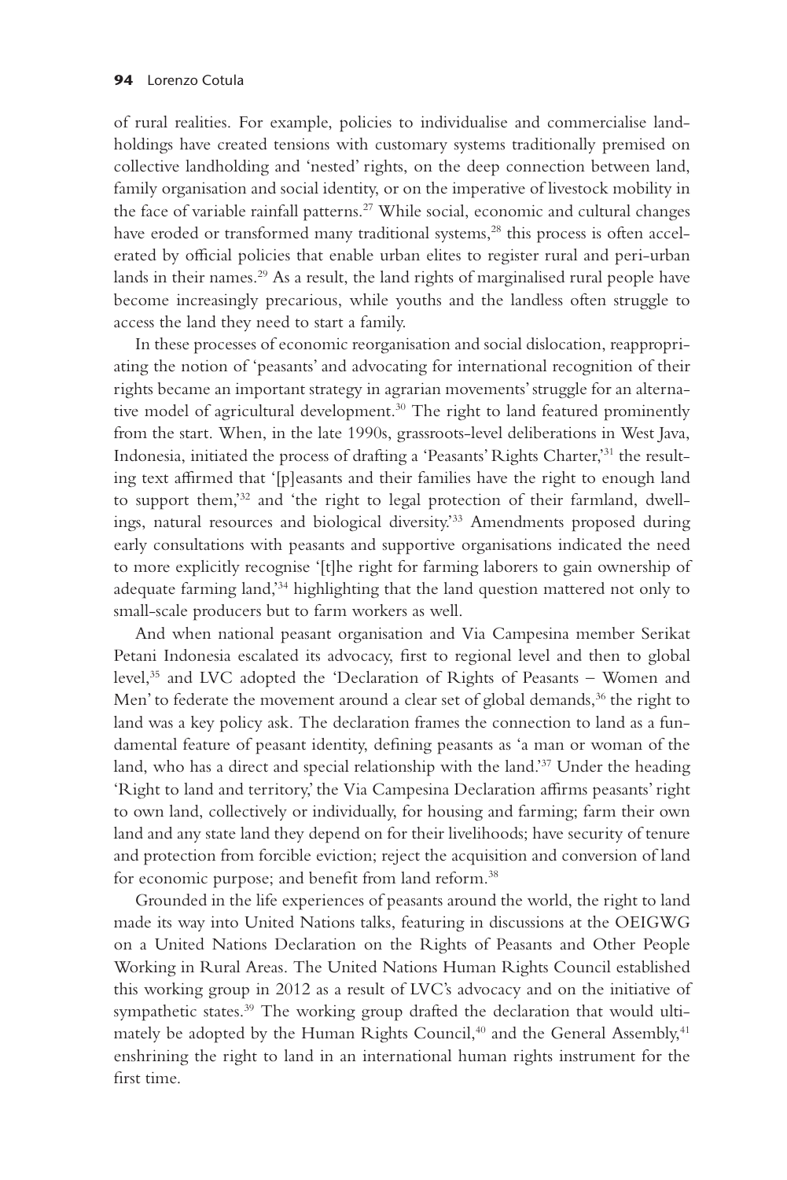of rural realities. For example, policies to individualise and commercialise landholdings have created tensions with customary systems traditionally premised on collective landholding and 'nested' rights, on the deep connection between land, family organisation and social identity, or on the imperative of livestock mobility in the face of variable rainfall patterns.[27] While social, economic and cultural changes have eroded or transformed many traditional systems,[28] this process is often accelerated by official policies that enable urban elites to register rural and peri-urban lands in their names.[29] As a result, the land rights of marginalised rural people have become increasingly precarious, while youths and the landless often struggle to access the land they need to start a family.

In these processes of economic reorganisation and social dislocation, reappropriating the notion of 'peasants' and advocating for international recognition of their rights became an important strategy in agrarian movements' struggle for an alternative model of agricultural development.[30] The right to land featured prominently from the start. When, in the late 1990s, grassroots-level deliberations in West Java, Indonesia, initiated the process of drafting a 'Peasants' Rights Charter,'[31] the resulting text affirmed that '[p]easants and their families have the right to enough land to support them,'[32] and 'the right to legal protection of their farmland, dwellings, natural resources and biological diversity.'[33] Amendments proposed during early consultations with peasants and supportive organisations indicated the need to more explicitly recognise '[t]he right for farming laborers to gain ownership of adequate farming land,'[34] highlighting that the land question mattered not only to small-scale producers but to farm workers as well.

And when national peasant organisation and Via Campesina member Serikat Petani Indonesia escalated its advocacy, first to regional level and then to global level,[35] and LVC adopted the 'Declaration of Rights of Peasants – Women and Men' to federate the movement around a clear set of global demands,[36] the right to land was a key policy ask. The declaration frames the connection to land as a fundamental feature of peasant identity, defining peasants as 'a man or woman of the land, who has a direct and special relationship with the land.'[37] Under the heading 'Right to land and territory,' the Via Campesina Declaration affirms peasants' right to own land, collectively or individually, for housing and farming; farm their own land and any state land they depend on for their livelihoods; have security of tenure and protection from forcible eviction; reject the acquisition and conversion of land for economic purpose; and benefit from land reform.[38]

Grounded in the life experiences of peasants around the world, the right to land made its way into United Nations talks, featuring in discussions at the OEIGWG on a United Nations Declaration on the Rights of Peasants and Other People Working in Rural Areas. The United Nations Human Rights Council established this working group in 2012 as a result of LVC's advocacy and on the initiative of sympathetic states.[39] The working group drafted the declaration that would ultimately be adopted by the Human Rights Council,[40] and the General Assembly,[41] enshrining the right to land in an international human rights instrument for the first time.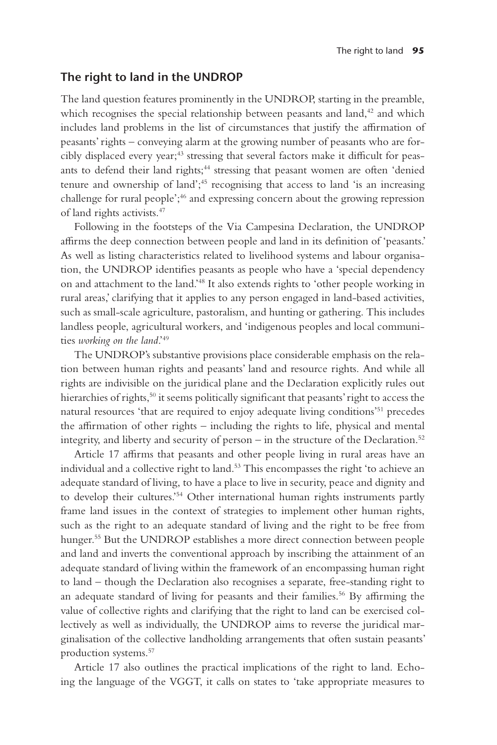## The right to land in the UNDROP

The land question features prominently in the UNDROP, starting in the preamble, which recognises the special relationship between peasants and land,[42] and which includes land problems in the list of circumstances that justify the affirmation of peasants' rights – conveying alarm at the growing number of peasants who are forcibly displaced every year;[43] stressing that several factors make it difficult for peasants to defend their land rights;[44] stressing that peasant women are often 'denied tenure and ownership of land';[45] recognising that access to land 'is an increasing challenge for rural people';[46] and expressing concern about the growing repression of land rights activists.[47]

Following in the footsteps of the Via Campesina Declaration, the UNDROP affirms the deep connection between people and land in its definition of 'peasants.' As well as listing characteristics related to livelihood systems and labour organisation, the UNDROP identifies peasants as people who have a 'special dependency on and attachment to the land.'[48] It also extends rights to 'other people working in rural areas,' clarifying that it applies to any person engaged in land-based activities, such as small-scale agriculture, pastoralism, and hunting or gathering. This includes landless people, agricultural workers, and 'indigenous peoples and local communities *working on the land*.'[49]

The UNDROP's substantive provisions place considerable emphasis on the relation between human rights and peasants' land and resource rights. And while all rights are indivisible on the juridical plane and the Declaration explicitly rules out hierarchies of rights,[50] it seems politically significant that peasants' right to access the natural resources 'that are required to enjoy adequate living conditions'[51] precedes the affirmation of other rights – including the rights to life, physical and mental integrity, and liberty and security of person – in the structure of the Declaration.[52]

Article 17 affirms that peasants and other people living in rural areas have an individual and a collective right to land.[53] This encompasses the right 'to achieve an adequate standard of living, to have a place to live in security, peace and dignity and to develop their cultures.'[54] Other international human rights instruments partly frame land issues in the context of strategies to implement other human rights, such as the right to an adequate standard of living and the right to be free from hunger.[55] But the UNDROP establishes a more direct connection between people and land and inverts the conventional approach by inscribing the attainment of an adequate standard of living within the framework of an encompassing human right to land – though the Declaration also recognises a separate, free-standing right to an adequate standard of living for peasants and their families.[56] By affirming the value of collective rights and clarifying that the right to land can be exercised collectively as well as individually, the UNDROP aims to reverse the juridical marginalisation of the collective landholding arrangements that often sustain peasants' production systems.[57]

Article 17 also outlines the practical implications of the right to land. Echoing the language of the VGGT, it calls on states to 'take appropriate measures to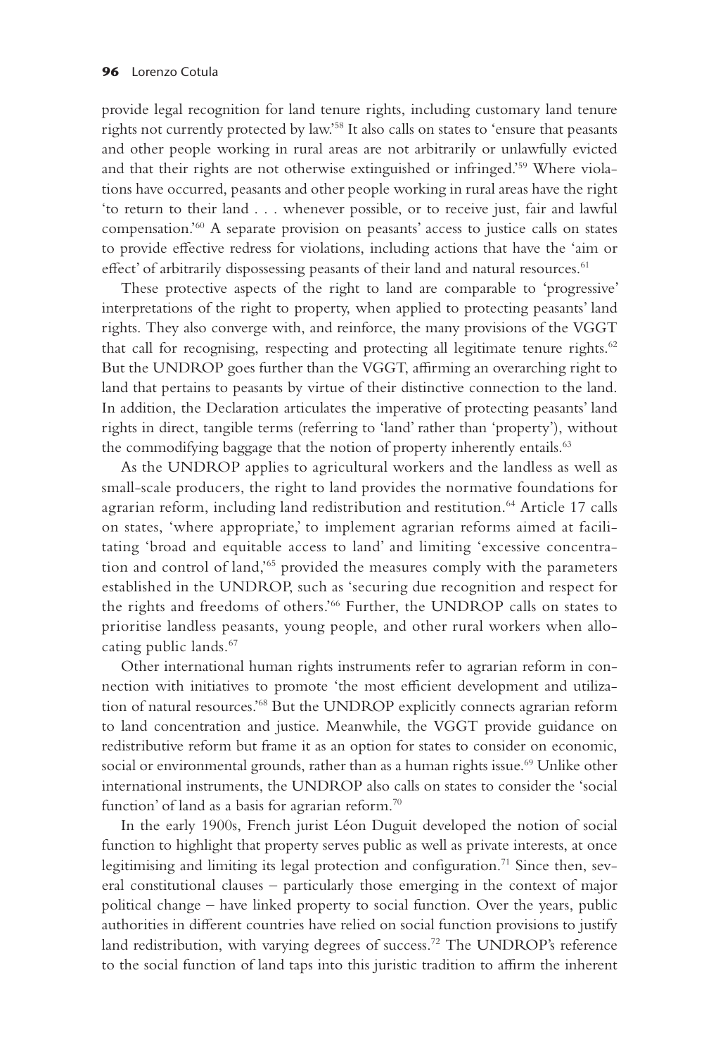provide legal recognition for land tenure rights, including customary land tenure rights not currently protected by law.'[58] It also calls on states to 'ensure that peasants and other people working in rural areas are not arbitrarily or unlawfully evicted and that their rights are not otherwise extinguished or infringed.'[59] Where violations have occurred, peasants and other people working in rural areas have the right 'to return to their land . . . whenever possible, or to receive just, fair and lawful compensation.'[60] A separate provision on peasants' access to justice calls on states to provide effective redress for violations, including actions that have the 'aim or effect' of arbitrarily dispossessing peasants of their land and natural resources.[61]

These protective aspects of the right to land are comparable to 'progressive' interpretations of the right to property, when applied to protecting peasants' land rights. They also converge with, and reinforce, the many provisions of the VGGT that call for recognising, respecting and protecting all legitimate tenure rights.[62] But the UNDROP goes further than the VGGT, affirming an overarching right to land that pertains to peasants by virtue of their distinctive connection to the land. In addition, the Declaration articulates the imperative of protecting peasants' land rights in direct, tangible terms (referring to 'land' rather than 'property'), without the commodifying baggage that the notion of property inherently entails.[63]

As the UNDROP applies to agricultural workers and the landless as well as small-scale producers, the right to land provides the normative foundations for agrarian reform, including land redistribution and restitution.[64] Article 17 calls on states, 'where appropriate,' to implement agrarian reforms aimed at facilitating 'broad and equitable access to land' and limiting 'excessive concentration and control of land,'[65] provided the measures comply with the parameters established in the UNDROP, such as 'securing due recognition and respect for the rights and freedoms of others.'[66] Further, the UNDROP calls on states to prioritise landless peasants, young people, and other rural workers when allocating public lands.[67]

Other international human rights instruments refer to agrarian reform in connection with initiatives to promote 'the most efficient development and utilization of natural resources.'[68] But the UNDROP explicitly connects agrarian reform to land concentration and justice. Meanwhile, the VGGT provide guidance on redistributive reform but frame it as an option for states to consider on economic, social or environmental grounds, rather than as a human rights issue.[69] Unlike other international instruments, the UNDROP also calls on states to consider the 'social function' of land as a basis for agrarian reform.[70]

In the early 1900s, French jurist Léon Duguit developed the notion of social function to highlight that property serves public as well as private interests, at once legitimising and limiting its legal protection and configuration.[71] Since then, several constitutional clauses – particularly those emerging in the context of major political change – have linked property to social function. Over the years, public authorities in different countries have relied on social function provisions to justify land redistribution, with varying degrees of success.[72] The UNDROP's reference to the social function of land taps into this juristic tradition to affirm the inherent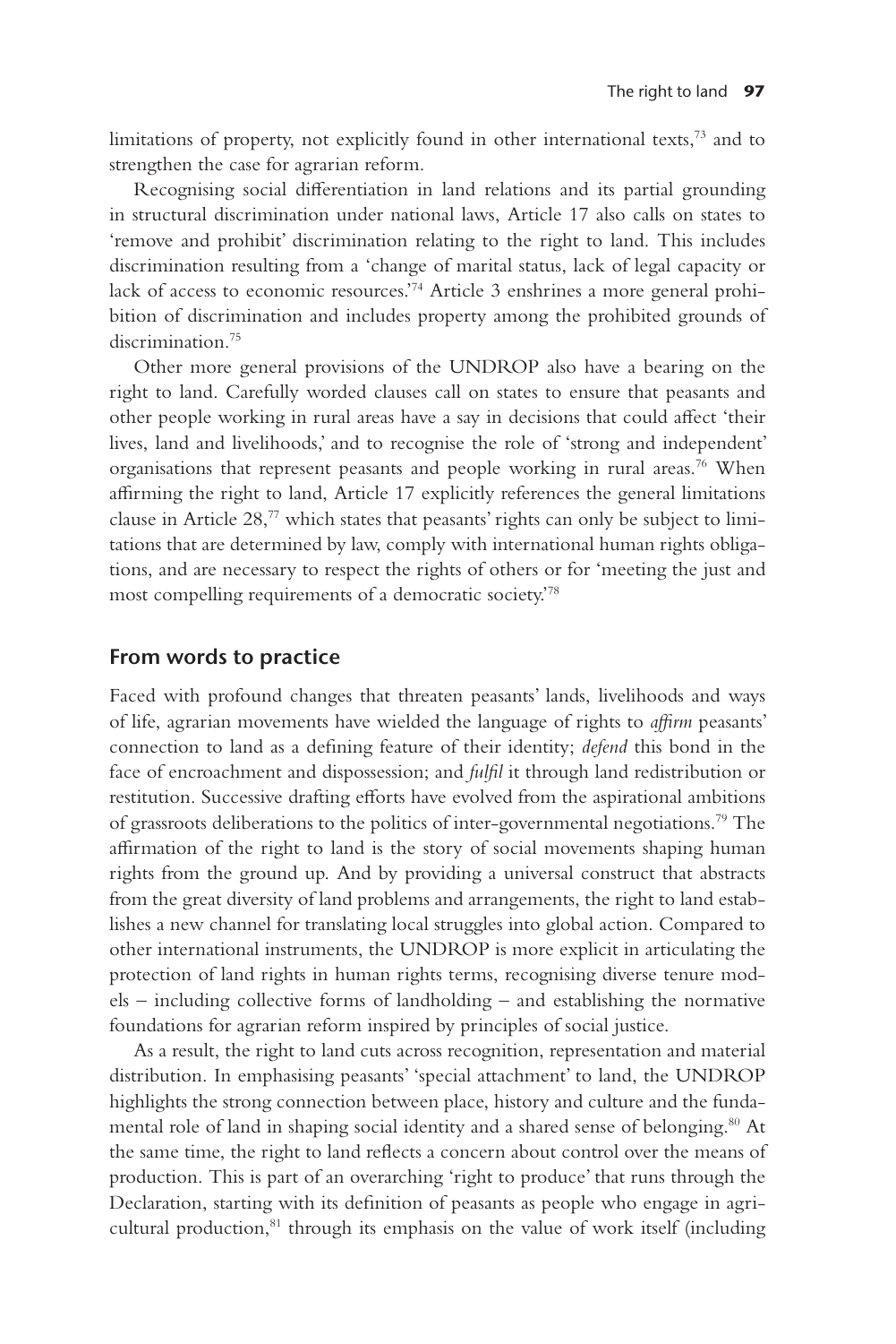limitations of property, not explicitly found in other international texts,[73] and to strengthen the case for agrarian reform.

Recognising social differentiation in land relations and its partial grounding in structural discrimination under national laws, Article 17 also calls on states to 'remove and prohibit' discrimination relating to the right to land. This includes discrimination resulting from a 'change of marital status, lack of legal capacity or lack of access to economic resources.'[74] Article 3 enshrines a more general prohibition of discrimination and includes property among the prohibited grounds of discrimination.[75]

Other more general provisions of the UNDROP also have a bearing on the right to land. Carefully worded clauses call on states to ensure that peasants and other people working in rural areas have a say in decisions that could affect 'their lives, land and livelihoods,' and to recognise the role of 'strong and independent' organisations that represent peasants and people working in rural areas.[76] When affirming the right to land, Article 17 explicitly references the general limitations clause in Article 28,[77] which states that peasants' rights can only be subject to limitations that are determined by law, comply with international human rights obligations, and are necessary to respect the rights of others or for 'meeting the just and most compelling requirements of a democratic society.'[78]

## From words to practice

Faced with profound changes that threaten peasants' lands, livelihoods and ways of life, agrarian movements have wielded the language of rights to *affirm* peasants' connection to land as a defining feature of their identity; *defend* this bond in the face of encroachment and dispossession; and *fulfil* it through land redistribution or restitution. Successive drafting efforts have evolved from the aspirational ambitions of grassroots deliberations to the politics of inter-governmental negotiations.[79] The affirmation of the right to land is the story of social movements shaping human rights from the ground up. And by providing a universal construct that abstracts from the great diversity of land problems and arrangements, the right to land establishes a new channel for translating local struggles into global action. Compared to other international instruments, the UNDROP is more explicit in articulating the protection of land rights in human rights terms, recognising diverse tenure models – including collective forms of landholding – and establishing the normative foundations for agrarian reform inspired by principles of social justice.

As a result, the right to land cuts across recognition, representation and material distribution. In emphasising peasants' 'special attachment' to land, the UNDROP highlights the strong connection between place, history and culture and the fundamental role of land in shaping social identity and a shared sense of belonging.[80] At the same time, the right to land reflects a concern about control over the means of production. This is part of an overarching 'right to produce' that runs through the Declaration, starting with its definition of peasants as people who engage in agricultural production,[81] through its emphasis on the value of work itself (including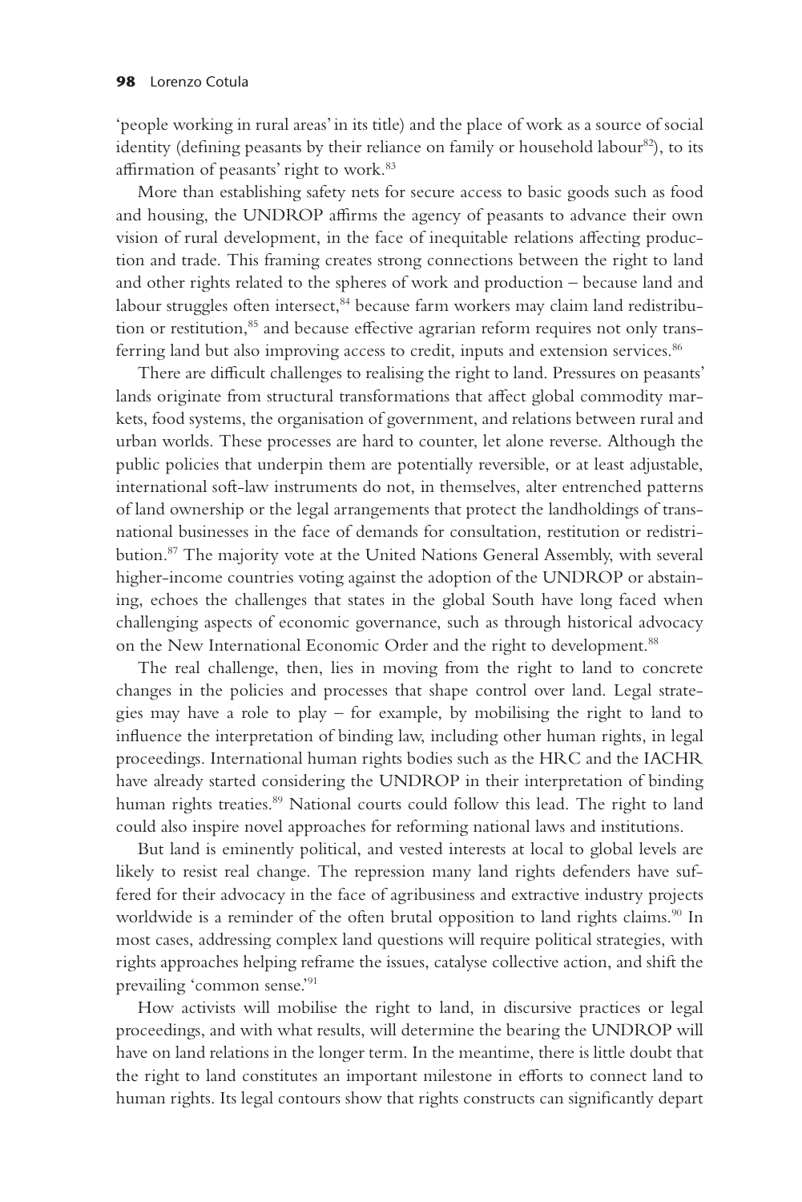'people working in rural areas' in its title) and the place of work as a source of social identity (defining peasants by their reliance on family or household labour[82]), to its affirmation of peasants' right to work.[83]

More than establishing safety nets for secure access to basic goods such as food and housing, the UNDROP affirms the agency of peasants to advance their own vision of rural development, in the face of inequitable relations affecting production and trade. This framing creates strong connections between the right to land and other rights related to the spheres of work and production – because land and labour struggles often intersect,[84] because farm workers may claim land redistribution or restitution,[85] and because effective agrarian reform requires not only transferring land but also improving access to credit, inputs and extension services.[86]

There are difficult challenges to realising the right to land. Pressures on peasants' lands originate from structural transformations that affect global commodity markets, food systems, the organisation of government, and relations between rural and urban worlds. These processes are hard to counter, let alone reverse. Although the public policies that underpin them are potentially reversible, or at least adjustable, international soft-law instruments do not, in themselves, alter entrenched patterns of land ownership or the legal arrangements that protect the landholdings of transnational businesses in the face of demands for consultation, restitution or redistribution.[87] The majority vote at the United Nations General Assembly, with several higher-income countries voting against the adoption of the UNDROP or abstaining, echoes the challenges that states in the global South have long faced when challenging aspects of economic governance, such as through historical advocacy on the New International Economic Order and the right to development.[88]

The real challenge, then, lies in moving from the right to land to concrete changes in the policies and processes that shape control over land. Legal strategies may have a role to play – for example, by mobilising the right to land to influence the interpretation of binding law, including other human rights, in legal proceedings. International human rights bodies such as the HRC and the IACHR have already started considering the UNDROP in their interpretation of binding human rights treaties.[89] National courts could follow this lead. The right to land could also inspire novel approaches for reforming national laws and institutions.

But land is eminently political, and vested interests at local to global levels are likely to resist real change. The repression many land rights defenders have suffered for their advocacy in the face of agribusiness and extractive industry projects worldwide is a reminder of the often brutal opposition to land rights claims.[90] In most cases, addressing complex land questions will require political strategies, with rights approaches helping reframe the issues, catalyse collective action, and shift the prevailing 'common sense.'[91]

How activists will mobilise the right to land, in discursive practices or legal proceedings, and with what results, will determine the bearing the UNDROP will have on land relations in the longer term. In the meantime, there is little doubt that the right to land constitutes an important milestone in efforts to connect land to human rights. Its legal contours show that rights constructs can significantly depart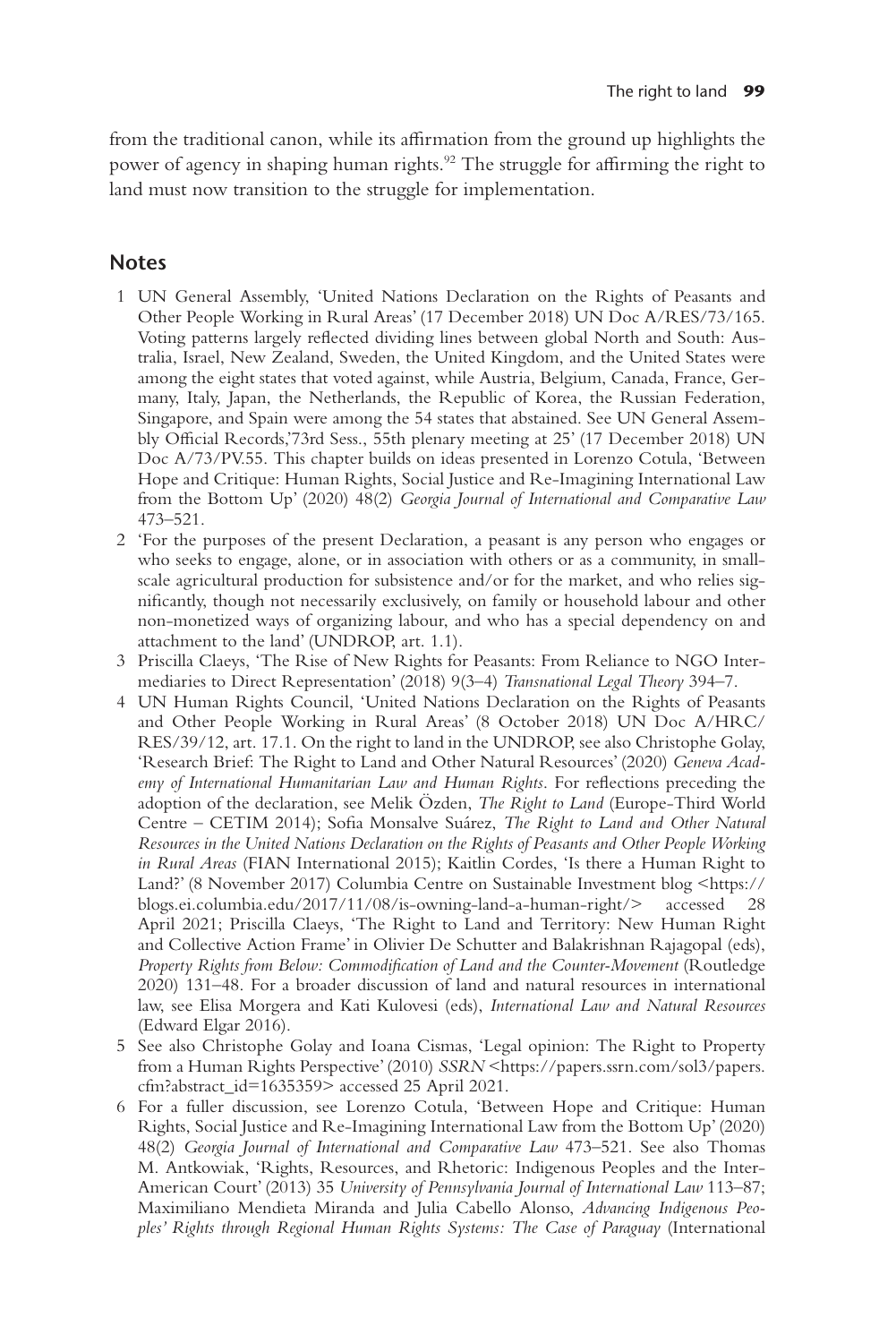from the traditional canon, while its affirmation from the ground up highlights the power of agency in shaping human rights.[92] The struggle for affirming the right to land must now transition to the struggle for implementation.

## Notes

1 UN General Assembly, 'United Nations Declaration on the Rights of Peasants and Other People Working in Rural Areas' (17 December 2018) UN Doc A/RES/73/165. Voting patterns largely reflected dividing lines between global North and South: Australia, Israel, New Zealand, Sweden, the United Kingdom, and the United States were among the eight states that voted against, while Austria, Belgium, Canada, France, Germany, Italy, Japan, the Netherlands, the Republic of Korea, the Russian Federation, Singapore, and Spain were among the 54 states that abstained. See UN General Assembly Official Records,'73rd Sess., 55th plenary meeting at 25' (17 December 2018) UN Doc A/73/PV.55. This chapter builds on ideas presented in Lorenzo Cotula, 'Between Hope and Critique: Human Rights, Social Justice and Re-Imagining International Law from the Bottom Up' (2020) 48(2) *Georgia Journal of International and Comparative Law* 473–521.

2 'For the purposes of the present Declaration, a peasant is any person who engages or who seeks to engage, alone, or in association with others or as a community, in small-scale agricultural production for subsistence and/or for the market, and who relies significantly, though not necessarily exclusively, on family or household labour and other non-monetized ways of organizing labour, and who has a special dependency on and attachment to the land' (UNDROP, art. 1.1).

3 Priscilla Claeys, 'The Rise of New Rights for Peasants: From Reliance to NGO Intermediaries to Direct Representation' (2018) 9(3–4) *Transnational Legal Theory* 394–7.

4 UN Human Rights Council, 'United Nations Declaration on the Rights of Peasants and Other People Working in Rural Areas' (8 October 2018) UN Doc A/HRC/RES/39/12, art. 17.1. On the right to land in the UNDROP, see also Christophe Golay, 'Research Brief: The Right to Land and Other Natural Resources' (2020) *Geneva Academy of International Humanitarian Law and Human Rights*. For reflections preceding the adoption of the declaration, see Melik Özden, *The Right to Land* (Europe-Third World Centre – CETIM 2014); Sofia Monsalve Suárez, *The Right to Land and Other Natural Resources in the United Nations Declaration on the Rights of Peasants and Other People Working in Rural Areas* (FIAN International 2015); Kaitlin Cordes, 'Is there a Human Right to Land?' (8 November 2017) Columbia Centre on Sustainable Investment blog <https://blogs.ei.columbia.edu/2017/11/08/is-owning-land-a-human-right/> accessed 28 April 2021; Priscilla Claeys, 'The Right to Land and Territory: New Human Right and Collective Action Frame' in Olivier De Schutter and Balakrishnan Rajagopal (eds), *Property Rights from Below: Commodification of Land and the Counter-Movement* (Routledge 2020) 131–48. For a broader discussion of land and natural resources in international law, see Elisa Morgera and Kati Kulovesi (eds), *International Law and Natural Resources* (Edward Elgar 2016).

5 See also Christophe Golay and Ioana Cismas, 'Legal opinion: The Right to Property from a Human Rights Perspective' (2010) *SSRN* <https://papers.ssrn.com/sol3/papers.cfm?abstract_id=1635359> accessed 25 April 2021.

6 For a fuller discussion, see Lorenzo Cotula, 'Between Hope and Critique: Human Rights, Social Justice and Re-Imagining International Law from the Bottom Up' (2020) 48(2) *Georgia Journal of International and Comparative Law* 473–521. See also Thomas M. Antkowiak, 'Rights, Resources, and Rhetoric: Indigenous Peoples and the Inter-American Court' (2013) 35 *University of Pennsylvania Journal of International Law* 113–87; Maximiliano Mendieta Miranda and Julia Cabello Alonso, *Advancing Indigenous Peoples' Rights through Regional Human Rights Systems: The Case of Paraguay* (International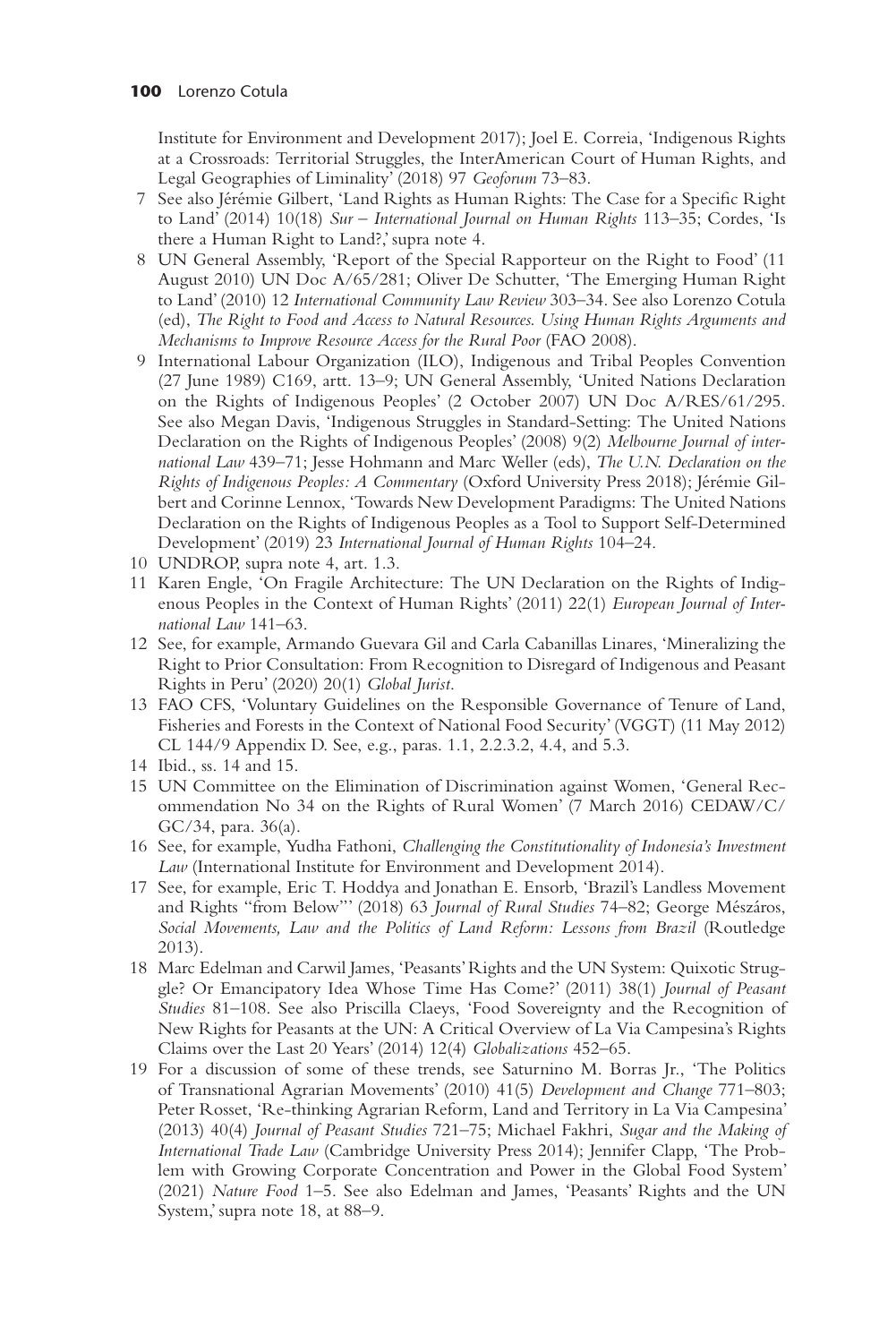Institute for Environment and Development 2017); Joel E. Correia, 'Indigenous Rights at a Crossroads: Territorial Struggles, the InterAmerican Court of Human Rights, and Legal Geographies of Liminality' (2018) 97 *Geoforum* 73–83.

7 See also Jérémie Gilbert, 'Land Rights as Human Rights: The Case for a Specific Right to Land' (2014) 10(18) *Sur – International Journal on Human Rights* 113–35; Cordes, 'Is there a Human Right to Land?,' supra note 4.

8 UN General Assembly, 'Report of the Special Rapporteur on the Right to Food' (11 August 2010) UN Doc A/65/281; Oliver De Schutter, 'The Emerging Human Right to Land' (2010) 12 *International Community Law Review* 303–34. See also Lorenzo Cotula (ed), *The Right to Food and Access to Natural Resources. Using Human Rights Arguments and Mechanisms to Improve Resource Access for the Rural Poor* (FAO 2008).

9 International Labour Organization (ILO), Indigenous and Tribal Peoples Convention (27 June 1989) C169, artt. 13–9; UN General Assembly, 'United Nations Declaration on the Rights of Indigenous Peoples' (2 October 2007) UN Doc A/RES/61/295. See also Megan Davis, 'Indigenous Struggles in Standard-Setting: The United Nations Declaration on the Rights of Indigenous Peoples' (2008) 9(2) *Melbourne Journal of international Law* 439–71; Jesse Hohmann and Marc Weller (eds), *The U.N. Declaration on the Rights of Indigenous Peoples: A Commentary* (Oxford University Press 2018); Jérémie Gilbert and Corinne Lennox, 'Towards New Development Paradigms: The United Nations Declaration on the Rights of Indigenous Peoples as a Tool to Support Self-Determined Development' (2019) 23 *International Journal of Human Rights* 104–24.

10 UNDROP, supra note 4, art. 1.3.

11 Karen Engle, 'On Fragile Architecture: The UN Declaration on the Rights of Indigenous Peoples in the Context of Human Rights' (2011) 22(1) *European Journal of International Law* 141–63.

12 See, for example, Armando Guevara Gil and Carla Cabanillas Linares, 'Mineralizing the Right to Prior Consultation: From Recognition to Disregard of Indigenous and Peasant Rights in Peru' (2020) 20(1) *Global Jurist.*

13 FAO CFS, 'Voluntary Guidelines on the Responsible Governance of Tenure of Land, Fisheries and Forests in the Context of National Food Security' (VGGT) (11 May 2012) CL 144/9 Appendix D. See, e.g., paras. 1.1, 2.2.3.2, 4.4, and 5.3.

14 Ibid., ss. 14 and 15.

15 UN Committee on the Elimination of Discrimination against Women, 'General Recommendation No 34 on the Rights of Rural Women' (7 March 2016) CEDAW/C/GC/34, para. 36(a).

16 See, for example, Yudha Fathoni, *Challenging the Constitutionality of Indonesia's Investment Law* (International Institute for Environment and Development 2014).

17 See, for example, Eric T. Hoddya and Jonathan E. Ensorb, 'Brazil's Landless Movement and Rights "from Below"' (2018) 63 *Journal of Rural Studies* 74–82; George Mészáros, *Social Movements, Law and the Politics of Land Reform: Lessons from Brazil* (Routledge 2013).

18 Marc Edelman and Carwil James, 'Peasants' Rights and the UN System: Quixotic Struggle? Or Emancipatory Idea Whose Time Has Come?' (2011) 38(1) *Journal of Peasant Studies* 81–108. See also Priscilla Claeys, 'Food Sovereignty and the Recognition of New Rights for Peasants at the UN: A Critical Overview of La Via Campesina's Rights Claims over the Last 20 Years' (2014) 12(4) *Globalizations* 452–65.

19 For a discussion of some of these trends, see Saturnino M. Borras Jr., 'The Politics of Transnational Agrarian Movements' (2010) 41(5) *Development and Change* 771–803; Peter Rosset, 'Re-thinking Agrarian Reform, Land and Territory in La Via Campesina' (2013) 40(4) *Journal of Peasant Studies* 721–75; Michael Fakhri, *Sugar and the Making of International Trade Law* (Cambridge University Press 2014); Jennifer Clapp, 'The Problem with Growing Corporate Concentration and Power in the Global Food System' (2021) *Nature Food* 1–5. See also Edelman and James, 'Peasants' Rights and the UN System,' supra note 18, at 88–9.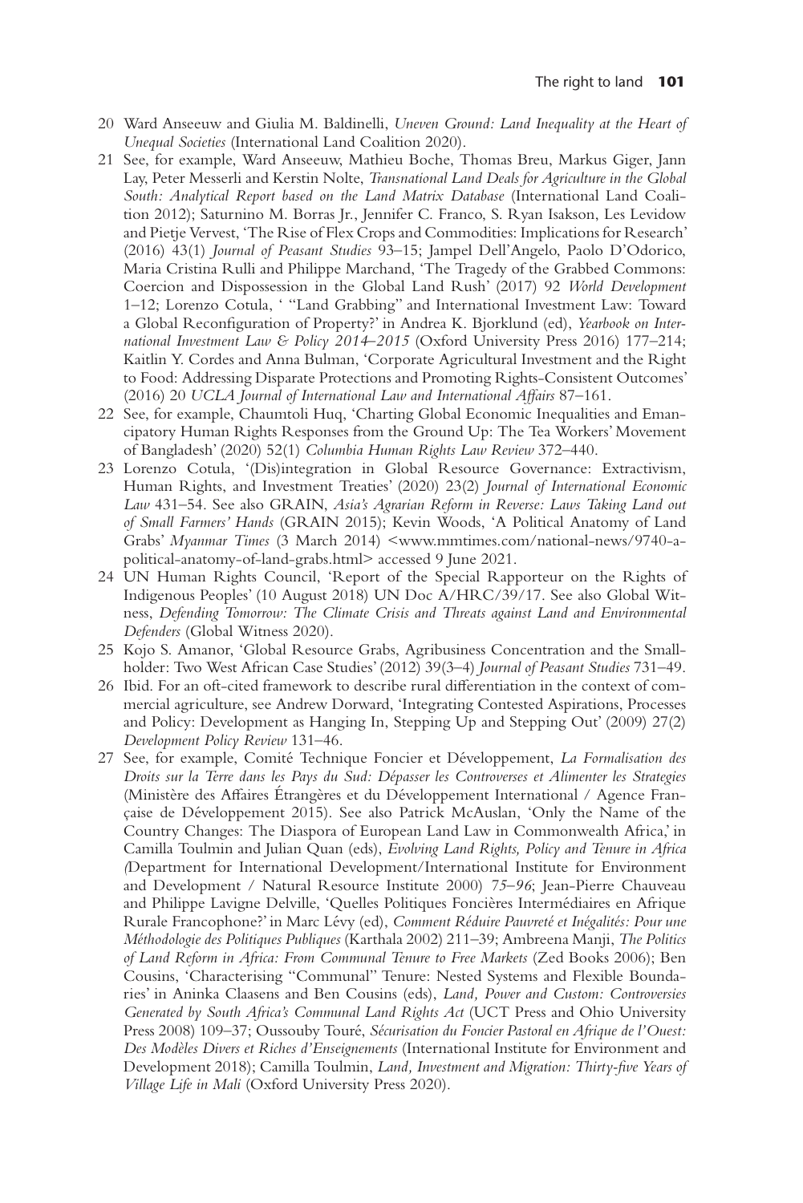20 Ward Anseeuw and Giulia M. Baldinelli, *Uneven Ground: Land Inequality at the Heart of Unequal Societies* (International Land Coalition 2020).

21 See, for example, Ward Anseeuw, Mathieu Boche, Thomas Breu, Markus Giger, Jann Lay, Peter Messerli and Kerstin Nolte, *Transnational Land Deals for Agriculture in the Global South: Analytical Report based on the Land Matrix Database* (International Land Coalition 2012); Saturnino M. Borras Jr., Jennifer C. Franco, S. Ryan Isakson, Les Levidow and Pietje Vervest, 'The Rise of Flex Crops and Commodities: Implications for Research' (2016) 43(1) *Journal of Peasant Studies* 93–15; Jampel Dell'Angelo, Paolo D'Odorico, Maria Cristina Rulli and Philippe Marchand, 'The Tragedy of the Grabbed Commons: Coercion and Dispossession in the Global Land Rush' (2017) 92 *World Development* 1–12; Lorenzo Cotula, ' "Land Grabbing" and International Investment Law: Toward a Global Reconfiguration of Property?' in Andrea K. Bjorklund (ed), *Yearbook on International Investment Law & Policy 2014–2015* (Oxford University Press 2016) 177–214; Kaitlin Y. Cordes and Anna Bulman, 'Corporate Agricultural Investment and the Right to Food: Addressing Disparate Protections and Promoting Rights-Consistent Outcomes' (2016) 20 *UCLA Journal of International Law and International Affairs* 87–161.

22 See, for example, Chaumtoli Huq, 'Charting Global Economic Inequalities and Emancipatory Human Rights Responses from the Ground Up: The Tea Workers' Movement of Bangladesh' (2020) 52(1) *Columbia Human Rights Law Review* 372–440.

23 Lorenzo Cotula, '(Dis)integration in Global Resource Governance: Extractivism, Human Rights, and Investment Treaties' (2020) 23(2) *Journal of International Economic Law* 431–54. See also GRAIN, *Asia's Agrarian Reform in Reverse: Laws Taking Land out of Small Farmers' Hands* (GRAIN 2015); Kevin Woods, 'A Political Anatomy of Land Grabs' *Myanmar Times* (3 March 2014) <www.mmtimes.com/national-news/9740-a-political-anatomy-of-land-grabs.html> accessed 9 June 2021.

24 UN Human Rights Council, 'Report of the Special Rapporteur on the Rights of Indigenous Peoples' (10 August 2018) UN Doc A/HRC/39/17. See also Global Witness, *Defending Tomorrow: The Climate Crisis and Threats against Land and Environmental Defenders* (Global Witness 2020).

25 Kojo S. Amanor, 'Global Resource Grabs, Agribusiness Concentration and the Smallholder: Two West African Case Studies' (2012) 39(3–4) *Journal of Peasant Studies* 731–49.

26 Ibid. For an oft-cited framework to describe rural differentiation in the context of commercial agriculture, see Andrew Dorward, 'Integrating Contested Aspirations, Processes and Policy: Development as Hanging In, Stepping Up and Stepping Out' (2009) 27(2) *Development Policy Review* 131–46.

27 See, for example, Comité Technique Foncier et Développement, *La Formalisation des Droits sur la Terre dans les Pays du Sud: Dépasser les Controverses et Alimenter les Strategies* (Ministère des Affaires Étrangères et du Développement International / Agence Française de Développement 2015). See also Patrick McAuslan, 'Only the Name of the Country Changes: The Diaspora of European Land Law in Commonwealth Africa,' in Camilla Toulmin and Julian Quan (eds), *Evolving Land Rights, Policy and Tenure in Africa (*Department for International Development/International Institute for Environment and Development / Natural Resource Institute 2000) *75–96*; Jean-Pierre Chauveau and Philippe Lavigne Delville, 'Quelles Politiques Foncières Intermédiaires en Afrique Rurale Francophone?' in Marc Lévy (ed), *Comment Réduire Pauvreté et Inégalités: Pour une Méthodologie des Politiques Publiques* (Karthala 2002) 211–39; Ambreena Manji, *The Politics of Land Reform in Africa: From Communal Tenure to Free Markets* (Zed Books 2006); Ben Cousins, 'Characterising "Communal" Tenure: Nested Systems and Flexible Boundaries' in Aninka Claassens and Ben Cousins (eds), *Land, Power and Custom: Controversies Generated by South Africa's Communal Land Rights Act* (UCT Press and Ohio University Press 2008) 109–37; Oussouby Touré, *Sécurisation du Foncier Pastoral en Afrique de l'Ouest: Des Modèles Divers et Riches d'Enseignements* (International Institute for Environment and Development 2018); Camilla Toulmin, *Land, Investment and Migration: Thirty-five Years of Village Life in Mali* (Oxford University Press 2020).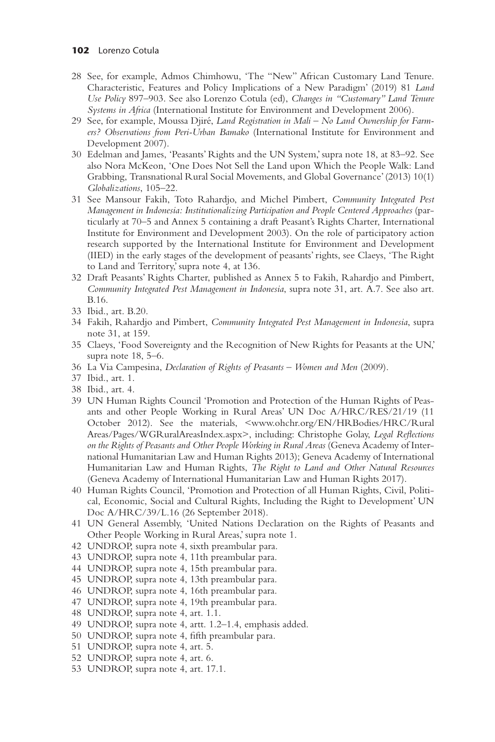28 See, for example, Admos Chimhowu, 'The "New" African Customary Land Tenure. Characteristic, Features and Policy Implications of a New Paradigm' (2019) 81 *Land Use Policy* 897–903. See also Lorenzo Cotula (ed), *Changes in "Customary" Land Tenure Systems in Africa* (International Institute for Environment and Development 2006).

29 See, for example, Moussa Djiré, *Land Registration in Mali – No Land Ownership for Farmers? Observations from Peri-Urban Bamako* (International Institute for Environment and Development 2007).

30 Edelman and James, 'Peasants' Rights and the UN System,' supra note 18, at 83–92. See also Nora McKeon, 'One Does Not Sell the Land upon Which the People Walk: Land Grabbing, Transnational Rural Social Movements, and Global Governance' (2013) 10(1) *Globalizations*, 105–22.

31 See Mansour Fakih, Toto Rahardjo, and Michel Pimbert, *Community Integrated Pest Management in Indonesia: Institutionalizing Participation and People Centered Approaches* (particularly at 70–5 and Annex 5 containing a draft Peasant's Rights Charter, International Institute for Environment and Development 2003). On the role of participatory action research supported by the International Institute for Environment and Development (IIED) in the early stages of the development of peasants' rights, see Claeys, 'The Right to Land and Territory,' supra note 4, at 136.

32 Draft Peasants' Rights Charter, published as Annex 5 to Fakih, Rahardjo and Pimbert, *Community Integrated Pest Management in Indonesia*, supra note 31, art. A.7. See also art. B.16.

33 Ibid., art. B.20.

34 Fakih, Rahardjo and Pimbert, *Community Integrated Pest Management in Indonesia*, supra note 31, at 159.

35 Claeys, 'Food Sovereignty and the Recognition of New Rights for Peasants at the UN,' supra note 18, 5–6.

36 La Via Campesina, *Declaration of Rights of Peasants – Women and Men* (2009).

37 Ibid., art. 1.

38 Ibid., art. 4.

39 UN Human Rights Council 'Promotion and Protection of the Human Rights of Peasants and other People Working in Rural Areas' UN Doc A/HRC/RES/21/19 (11 October 2012). See the materials, <www.ohchr.org/EN/HRBodies/HRC/RuralAreas/Pages/WGRuralAreasIndex.aspx>, including: Christophe Golay, *Legal Reflections on the Rights of Peasants and Other People Working in Rural Areas* (Geneva Academy of International Humanitarian Law and Human Rights 2013); Geneva Academy of International Humanitarian Law and Human Rights, *The Right to Land and Other Natural Resources* (Geneva Academy of International Humanitarian Law and Human Rights 2017).

40 Human Rights Council, 'Promotion and Protection of all Human Rights, Civil, Political, Economic, Social and Cultural Rights, Including the Right to Development' UN Doc A/HRC/39/L.16 (26 September 2018).

41 UN General Assembly, 'United Nations Declaration on the Rights of Peasants and Other People Working in Rural Areas,' supra note 1.

42 UNDROP, supra note 4, sixth preambular para.

43 UNDROP, supra note 4, 11th preambular para.

44 UNDROP, supra note 4, 15th preambular para.

45 UNDROP, supra note 4, 13th preambular para.

46 UNDROP, supra note 4, 16th preambular para.

47 UNDROP, supra note 4, 19th preambular para.

48 UNDROP, supra note 4, art. 1.1.

49 UNDROP, supra note 4, artt. 1.2–1.4, emphasis added.

50 UNDROP, supra note 4, fifth preambular para.

51 UNDROP, supra note 4, art. 5.

52 UNDROP, supra note 4, art. 6.

53 UNDROP, supra note 4, art. 17.1.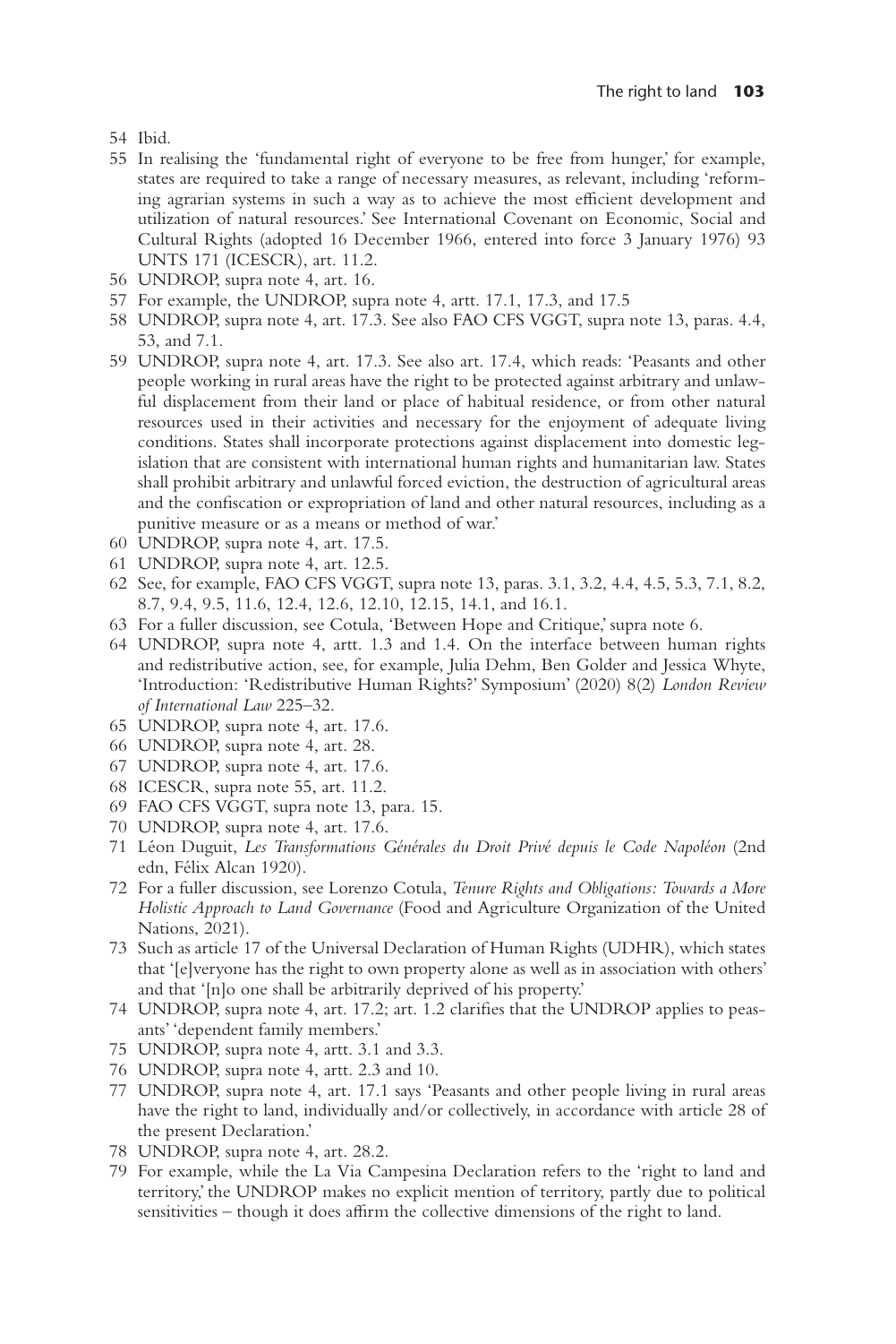54 Ibid.

55 In realising the 'fundamental right of everyone to be free from hunger,' for example, states are required to take a range of necessary measures, as relevant, including 'reforming agrarian systems in such a way as to achieve the most efficient development and utilization of natural resources.' See International Covenant on Economic, Social and Cultural Rights (adopted 16 December 1966, entered into force 3 January 1976) 93 UNTS 171 (ICESCR), art. 11.2.

56 UNDROP, supra note 4, art. 16.

57 For example, the UNDROP, supra note 4, artt. 17.1, 17.3, and 17.5

58 UNDROP, supra note 4, art. 17.3. See also FAO CFS VGGT, supra note 13, paras. 4.4, 53, and 7.1.

59 UNDROP, supra note 4, art. 17.3. See also art. 17.4, which reads: 'Peasants and other people working in rural areas have the right to be protected against arbitrary and unlawful displacement from their land or place of habitual residence, or from other natural resources used in their activities and necessary for the enjoyment of adequate living conditions. States shall incorporate protections against displacement into domestic legislation that are consistent with international human rights and humanitarian law. States shall prohibit arbitrary and unlawful forced eviction, the destruction of agricultural areas and the confiscation or expropriation of land and other natural resources, including as a punitive measure or as a means or method of war.'

60 UNDROP, supra note 4, art. 17.5.

61 UNDROP, supra note 4, art. 12.5.

62 See, for example, FAO CFS VGGT, supra note 13, paras. 3.1, 3.2, 4.4, 4.5, 5.3, 7.1, 8.2, 8.7, 9.4, 9.5, 11.6, 12.4, 12.6, 12.10, 12.15, 14.1, and 16.1.

63 For a fuller discussion, see Cotula, 'Between Hope and Critique,' supra note 6.

64 UNDROP, supra note 4, artt. 1.3 and 1.4. On the interface between human rights and redistributive action, see, for example, Julia Dehm, Ben Golder and Jessica Whyte, 'Introduction: 'Redistributive Human Rights?' Symposium' (2020) 8(2) *London Review of International Law* 225–32.

65 UNDROP, supra note 4, art. 17.6.

66 UNDROP, supra note 4, art. 28.

67 UNDROP, supra note 4, art. 17.6.

68 ICESCR, supra note 55, art. 11.2.

69 FAO CFS VGGT, supra note 13, para. 15.

70 UNDROP, supra note 4, art. 17.6.

71 Léon Duguit, *Les Transformations Générales du Droit Privé depuis le Code Napoléon* (2nd edn, Félix Alcan 1920).

72 For a fuller discussion, see Lorenzo Cotula, *Tenure Rights and Obligations: Towards a More Holistic Approach to Land Governance* (Food and Agriculture Organization of the United Nations, 2021).

73 Such as article 17 of the Universal Declaration of Human Rights (UDHR), which states that '[e]veryone has the right to own property alone as well as in association with others' and that '[n]o one shall be arbitrarily deprived of his property.'

74 UNDROP, supra note 4, art. 17.2; art. 1.2 clarifies that the UNDROP applies to peasants' 'dependent family members.'

75 UNDROP, supra note 4, artt. 3.1 and 3.3.

76 UNDROP, supra note 4, artt. 2.3 and 10.

77 UNDROP, supra note 4, art. 17.1 says 'Peasants and other people living in rural areas have the right to land, individually and/or collectively, in accordance with article 28 of the present Declaration.'

78 UNDROP, supra note 4, art. 28.2.

79 For example, while the La Via Campesina Declaration refers to the 'right to land and territory,' the UNDROP makes no explicit mention of territory, partly due to political sensitivities – though it does affirm the collective dimensions of the right to land.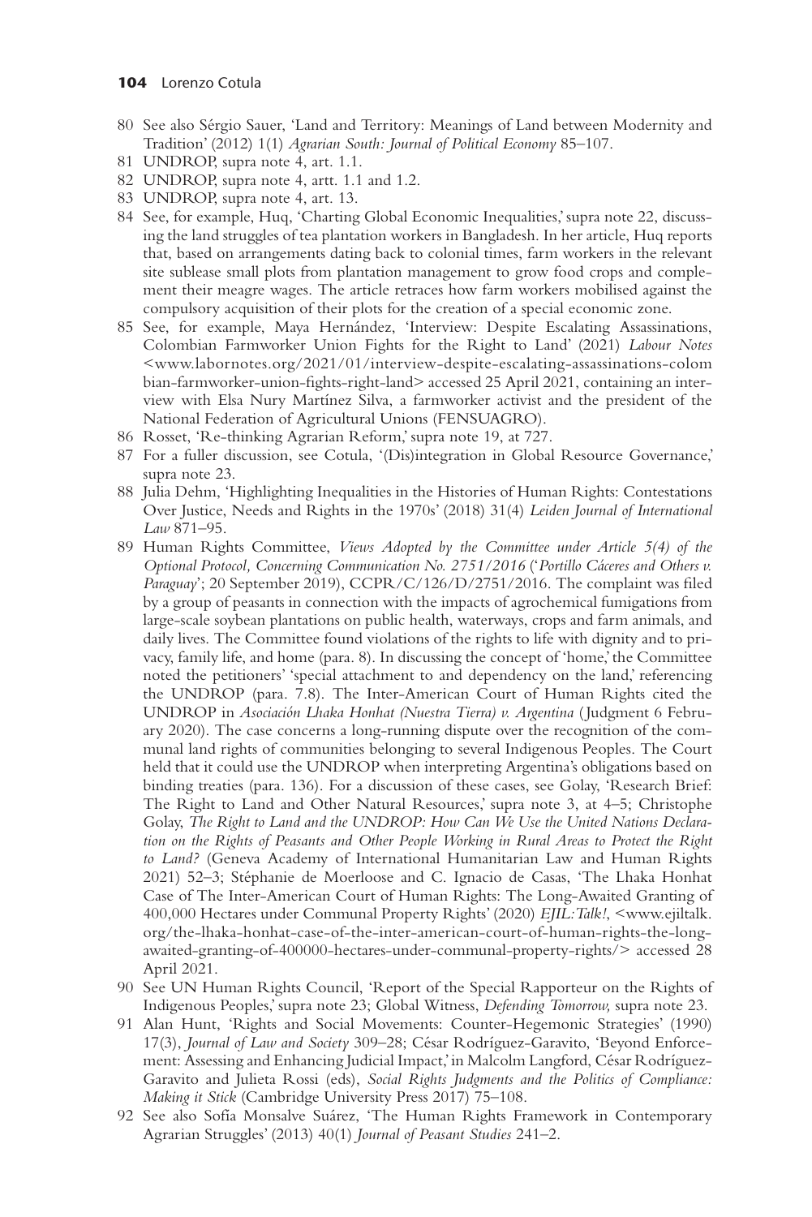80 See also Sérgio Sauer, 'Land and Territory: Meanings of Land between Modernity and Tradition' (2012) 1(1) *Agrarian South: Journal of Political Economy* 85–107.

81 UNDROP, supra note 4, art. 1.1.

82 UNDROP, supra note 4, artt. 1.1 and 1.2.

83 UNDROP, supra note 4, art. 13.

84 See, for example, Huq, 'Charting Global Economic Inequalities,' supra note 22, discussing the land struggles of tea plantation workers in Bangladesh. In her article, Huq reports that, based on arrangements dating back to colonial times, farm workers in the relevant site sublease small plots from plantation management to grow food crops and complement their meagre wages. The article retraces how farm workers mobilised against the compulsory acquisition of their plots for the creation of a special economic zone.

85 See, for example, Maya Hernández, 'Interview: Despite Escalating Assassinations, Colombian Farmworker Union Fights for the Right to Land' (2021) *Labour Notes* <www.labornotes.org/2021/01/interview-despite-escalating-assassinations-colombian-farmworker-union-fights-right-land> accessed 25 April 2021, containing an interview with Elsa Nury Martínez Silva, a farmworker activist and the president of the National Federation of Agricultural Unions (FENSUAGRO).

86 Rosset, 'Re-thinking Agrarian Reform,' supra note 19, at 727.

87 For a fuller discussion, see Cotula, '(Dis)integration in Global Resource Governance,' supra note 23.

88 Julia Dehm, 'Highlighting Inequalities in the Histories of Human Rights: Contestations Over Justice, Needs and Rights in the 1970s' (2018) 31(4) *Leiden Journal of International Law* 871–95.

89 Human Rights Committee, *Views Adopted by the Committee under Article 5(4) of the Optional Protocol, Concerning Communication No. 2751/2016* ('*Portillo Cáceres and Others v. Paraguay*'; 20 September 2019), CCPR/C/126/D/2751/2016. The complaint was filed by a group of peasants in connection with the impacts of agrochemical fumigations from large-scale soybean plantations on public health, waterways, crops and farm animals, and daily lives. The Committee found violations of the rights to life with dignity and to privacy, family life, and home (para. 8). In discussing the concept of 'home,' the Committee noted the petitioners' 'special attachment to and dependency on the land,' referencing the UNDROP (para. 7.8). The Inter-American Court of Human Rights cited the UNDROP in *Asociación Lhaka Honhat (Nuestra Tierra) v. Argentina* (Judgment 6 February 2020). The case concerns a long-running dispute over the recognition of the communal land rights of communities belonging to several Indigenous Peoples. The Court held that it could use the UNDROP when interpreting Argentina's obligations based on binding treaties (para. 136). For a discussion of these cases, see Golay, 'Research Brief: The Right to Land and Other Natural Resources,' supra note 3, at 4–5; Christophe Golay, *The Right to Land and the UNDROP: How Can We Use the United Nations Declaration on the Rights of Peasants and Other People Working in Rural Areas to Protect the Right to Land?* (Geneva Academy of International Humanitarian Law and Human Rights 2021) 52–3; Stéphanie de Moerloose and C. Ignacio de Casas, 'The Lhaka Honhat Case of The Inter-American Court of Human Rights: The Long-Awaited Granting of 400,000 Hectares under Communal Property Rights' (2020) *EJIL:Talk!*, <www.ejiltalk.org/the-lhaka-honhat-case-of-the-inter-american-court-of-human-rights-the-long-awaited-granting-of-400000-hectares-under-communal-property-rights/> accessed 28 April 2021.

90 See UN Human Rights Council, 'Report of the Special Rapporteur on the Rights of Indigenous Peoples,' supra note 23; Global Witness, *Defending Tomorrow,* supra note 23.

91 Alan Hunt, 'Rights and Social Movements: Counter-Hegemonic Strategies' (1990) 17(3), *Journal of Law and Society* 309–28; César Rodríguez-Garavito, 'Beyond Enforcement: Assessing and Enhancing Judicial Impact,' in Malcolm Langford, César Rodríguez-Garavito and Julieta Rossi (eds), *Social Rights Judgments and the Politics of Compliance: Making it Stick* (Cambridge University Press 2017) 75–108.

92 See also Sofía Monsalve Suárez, 'The Human Rights Framework in Contemporary Agrarian Struggles' (2013) 40(1) *Journal of Peasant Studies* 241–2.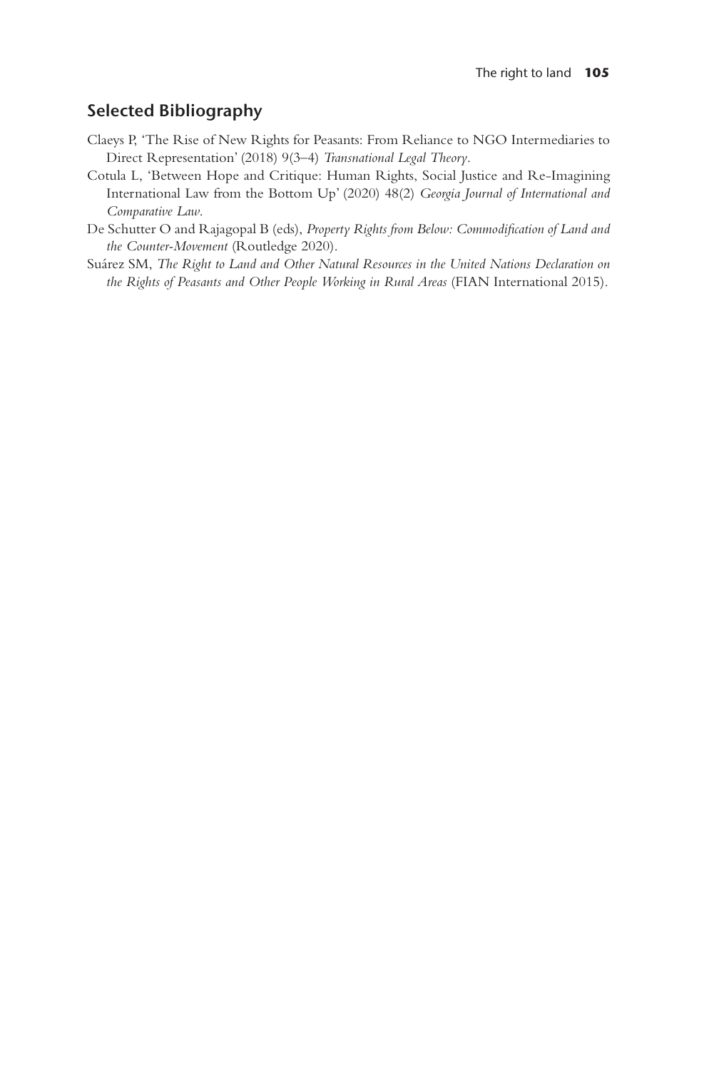## Selected Bibliography

Claeys P, 'The Rise of New Rights for Peasants: From Reliance to NGO Intermediaries to Direct Representation' (2018) 9(3–4) *Transnational Legal Theory*.

Cotula L, 'Between Hope and Critique: Human Rights, Social Justice and Re-Imagining International Law from the Bottom Up' (2020) 48(2) *Georgia Journal of International and Comparative Law*.

De Schutter O and Rajagopal B (eds), *Property Rights from Below: Commodification of Land and the Counter-Movement* (Routledge 2020).

Suárez SM, *The Right to Land and Other Natural Resources in the United Nations Declaration on the Rights of Peasants and Other People Working in Rural Areas* (FIAN International 2015).